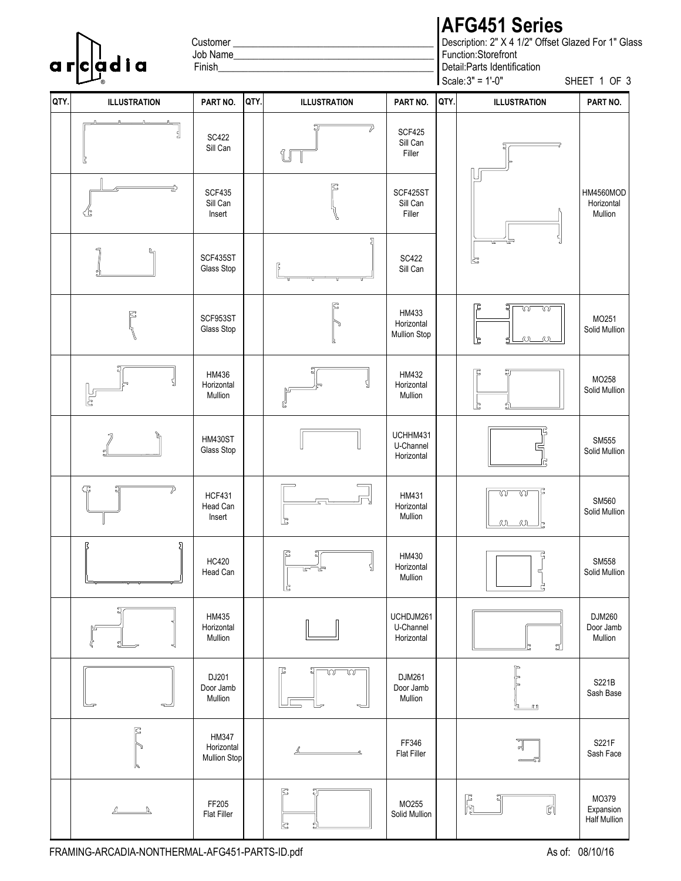arcadia®

Customer ______________________________
Job Name______________________________
Finish________________________________

# AFG451 Series

Description: 2" X 4 1/2" Offset Glazed For 1" Glass
Function:Storefront
Detail:Parts Identification
Scale:3" = 1'-0"

SHEET 1 OF 3

| QTY. | ILLUSTRATION | PART NO. | QTY. | ILLUSTRATION | PART NO. | QTY. | ILLUSTRATION | PART NO. |
|---|---|---|---|---|---|---|---|---|
| | | SC422 Sill Can | | | SCF425 Sill Can Filler | | | HM4560MOD Horizontal Mullion |
| | | SCF435 Sill Can Insert | | | SCF425ST Sill Can Filler | | | |
| | | SCF435ST Glass Stop | | | SC422 Sill Can | | | |
| | | SCF953ST Glass Stop | | | HM433 Horizontal Mullion Stop | | | MO251 Solid Mullion |
| | | HM436 Horizontal Mullion | | | HM432 Horizontal Mullion | | | MO258 Solid Mullion |
| | | HM430ST Glass Stop | | | UCHHM431 U-Channel Horizontal | | | SM555 Solid Mullion |
| | | HCF431 Head Can Insert | | | HM431 Horizontal Mullion | | | SM560 Solid Mullion |
| | | HC420 Head Can | | | HM430 Horizontal Mullion | | | SM558 Solid Mullion |
| | | HM435 Horizontal Mullion | | | UCHDJM261 U-Channel Horizontal | | | DJM260 Door Jamb Mullion |
| | | DJ201 Door Jamb Mullion | | | DJM261 Door Jamb Mullion | | | S221B Sash Base |
| | | HM347 Horizontal Mullion Stop | | | FF346 Flat Filler | | | S221F Sash Face |
| | | FF205 Flat Filler | | | MO255 Solid Mullion | | | MO379 Expansion Half Mullion |

FRAMING-ARCADIA-NONTHERMAL-AFG451-PARTS-ID.pdf

As of: 08/10/16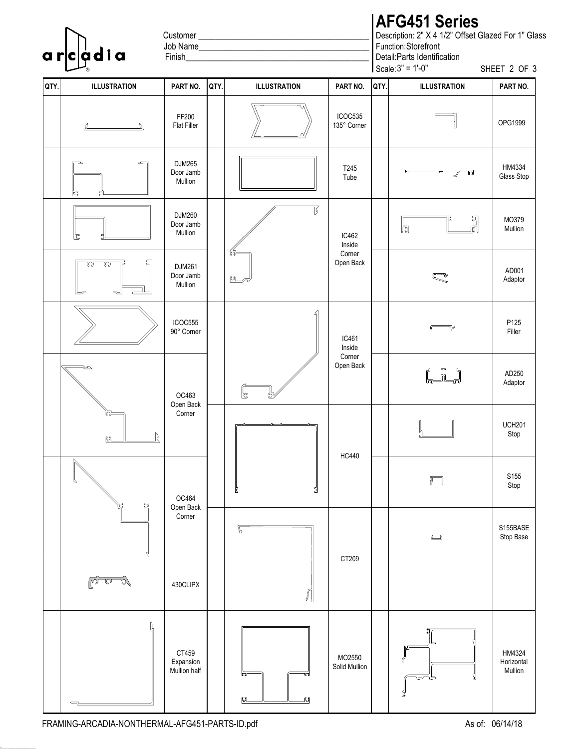# AFG451 Series

Customer ______________________________________

Job Name______________________________________

Finish_________________________________________

Description: 2" X 4 1/2" Offset Glazed For 1" Glass

Function:Storefront

Detail:Parts Identification

Scale:3" = 1'-0"

SHEET 2 OF 3

| QTY. | ILLUSTRATION | PART NO. | QTY. | ILLUSTRATION | PART NO. | QTY. | ILLUSTRATION | PART NO. |
|---|---|---|---|---|---|---|---|---|
| | | FF200 Flat Filler | | | ICOC535 135° Corner | | | OPG1999 |
| | | DJM265 Door Jamb Mullion | | | T245 Tube | | | HM4334 Glass Stop |
| | | DJM260 Door Jamb Mullion | | | IC462 Inside Corner Open Back | | | MO379 Mullion |
| | | DJM261 Door Jamb Mullion | | | | | | AD001 Adaptor |
| | | ICOC555 90° Corner | | | IC461 Inside Corner Open Back | | | P125 Filler |
| | | OC463 Open Back Corner | | | | | | AD250 Adaptor |
| | | | | | HC440 | | | UCH201 Stop |
| | | OC464 Open Back Corner | | | | | | S155 Stop |
| | | | | | CT209 | | | S155BASE Stop Base |
| | | 430CLIPX | | | | | | |
| | | CT459 Expansion Mullion half | | | MO2550 Solid Mullion | | | HM4324 Horizontal Mullion |

FRAMING-ARCADIA-NONTHERMAL-AFG451-PARTS-ID.pdf

As of: 06/14/18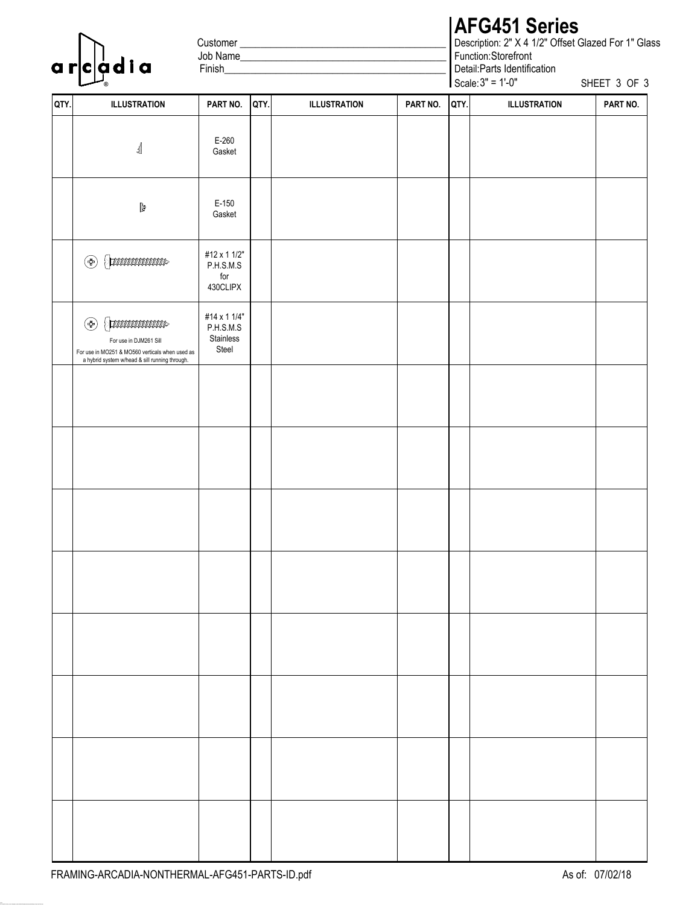# AFG451 Series

Customer ______________________________________

Job Name______________________________________

Finish_________________________________________

Description: 2" X 4 1/2" Offset Glazed For 1" Glass

Function:Storefront

Detail:Parts Identification

Scale: 3" = 1'-0"

SHEET 3 OF 3

| QTY. | ILLUSTRATION | PART NO. | QTY. | ILLUSTRATION | PART NO. | QTY. | ILLUSTRATION | PART NO. |
|---|---|---|---|---|---|---|---|---|
| | | E-260 Gasket | | | | | | |
| | | E-150 Gasket | | | | | | |
| | | #12 x 1 1/2" P.H.S.M.S for 430CLIPX | | | | | | |
| | For use in DJM261 Sill<br>For use in MO251 & MO560 verticals when used as a hybrid system w/head & sill running through. | #14 x 1 1/4" P.H.S.M.S Stainless Steel | | | | | | |
| | | | | | | | | |
| | | | | | | | | |
| | | | | | | | | |
| | | | | | | | | |
| | | | | | | | | |
| | | | | | | | | |
| | | | | | | | | |
| | | | | | | | | |

FRAMING-ARCADIA-NONTHERMAL-AFG451-PARTS-ID.pdf

As of: 07/02/18